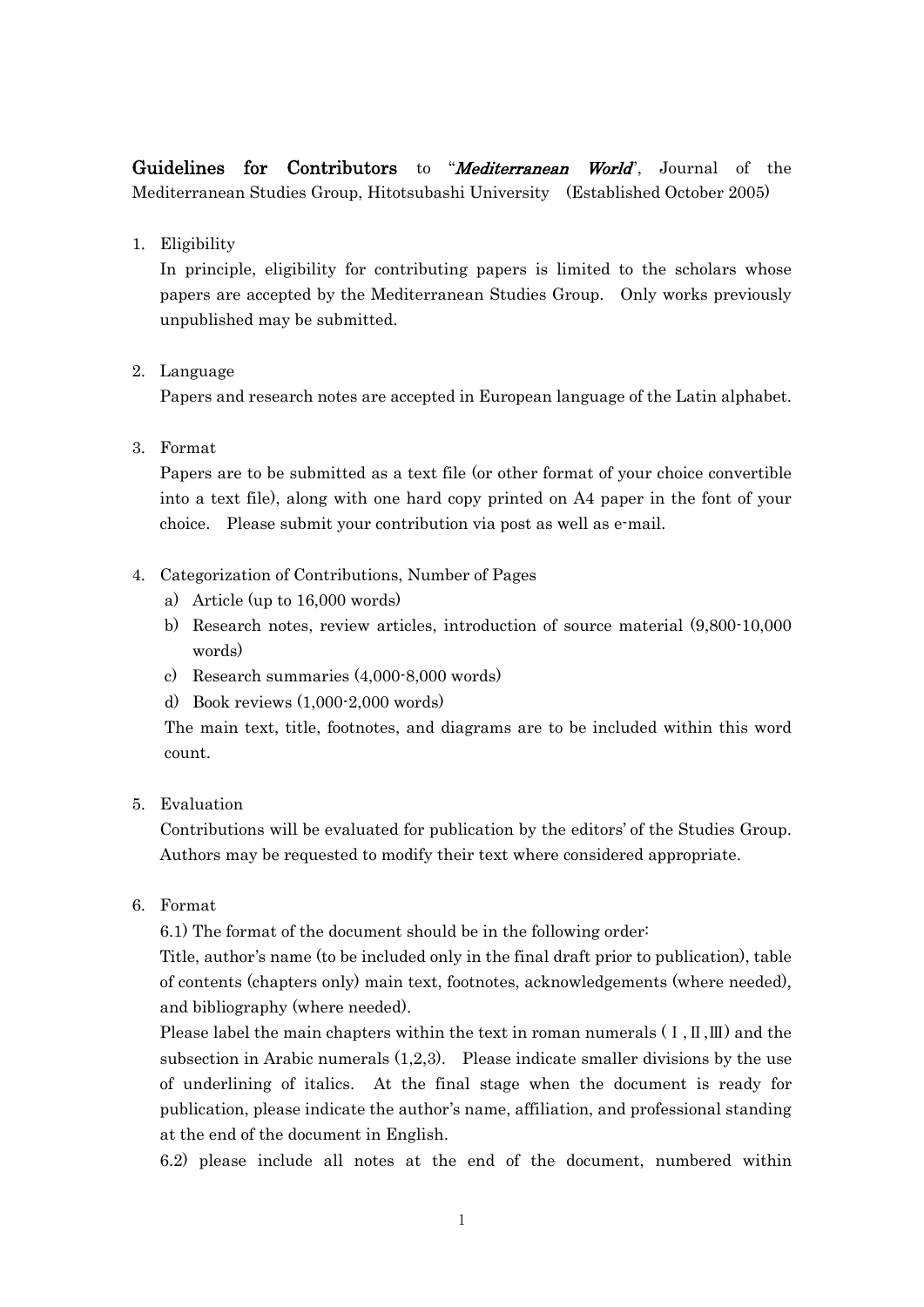**Guidelines for Contributors** to "*Mediterranean World*", Journal of the Mediterranean Studies Group, Hitotsubashi University (Established October 2005)

1. Eligibility
   In principle, eligibility for contributing papers is limited to the scholars whose papers are accepted by the Mediterranean Studies Group. Only works previously unpublished may be submitted.

2. Language
   Papers and research notes are accepted in European language of the Latin alphabet.

3. Format
   Papers are to be submitted as a text file (or other format of your choice convertible into a text file), along with one hard copy printed on A4 paper in the font of your choice. Please submit your contribution via post as well as e-mail.

4. Categorization of Contributions, Number of Pages
   a) Article (up to 16,000 words)
   b) Research notes, review articles, introduction of source material (9,800-10,000 words)
   c) Research summaries (4,000-8,000 words)
   d) Book reviews (1,000-2,000 words)

   The main text, title, footnotes, and diagrams are to be included within this word count.

5. Evaluation
   Contributions will be evaluated for publication by the editors' of the Studies Group. Authors may be requested to modify their text where considered appropriate.

6. Format
   6.1) The format of the document should be in the following order:
   Title, author's name (to be included only in the final draft prior to publication), table of contents (chapters only) main text, footnotes, acknowledgements (where needed), and bibliography (where needed).
   Please label the main chapters within the text in roman numerals (Ⅰ,Ⅱ,Ⅲ) and the subsection in Arabic numerals (1,2,3). Please indicate smaller divisions by the use of underlining of italics. At the final stage when the document is ready for publication, please indicate the author's name, affiliation, and professional standing at the end of the document in English.
   6.2) please include all notes at the end of the document, numbered within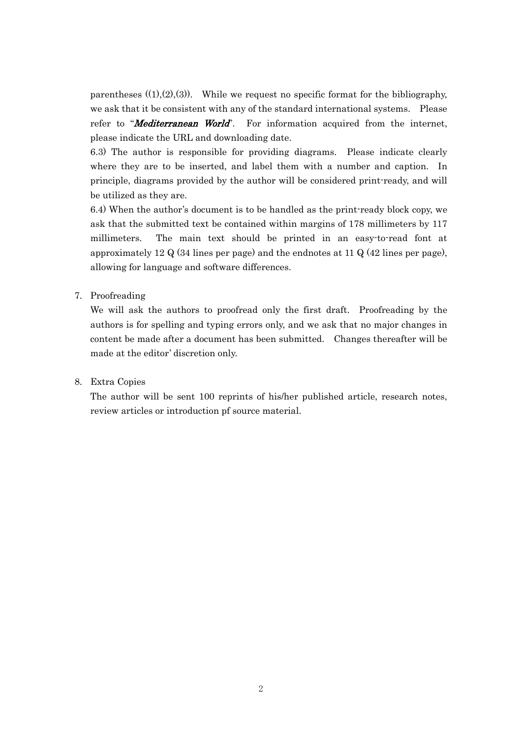parentheses ((1),(2),(3)). While we request no specific format for the bibliography, we ask that it be consistent with any of the standard international systems. Please refer to "*Mediterranean World*". For information acquired from the internet, please indicate the URL and downloading date.

6.3) The author is responsible for providing diagrams. Please indicate clearly where they are to be inserted, and label them with a number and caption. In principle, diagrams provided by the author will be considered print-ready, and will be utilized as they are.

6.4) When the author's document is to be handled as the print-ready block copy, we ask that the submitted text be contained within margins of 178 millimeters by 117 millimeters. The main text should be printed in an easy-to-read font at approximately 12 Q (34 lines per page) and the endnotes at 11 Q (42 lines per page), allowing for language and software differences.

7. Proofreading

   We will ask the authors to proofread only the first draft. Proofreading by the authors is for spelling and typing errors only, and we ask that no major changes in content be made after a document has been submitted. Changes thereafter will be made at the editor' discretion only.

8. Extra Copies

   The author will be sent 100 reprints of his/her published article, research notes, review articles or introduction pf source material.